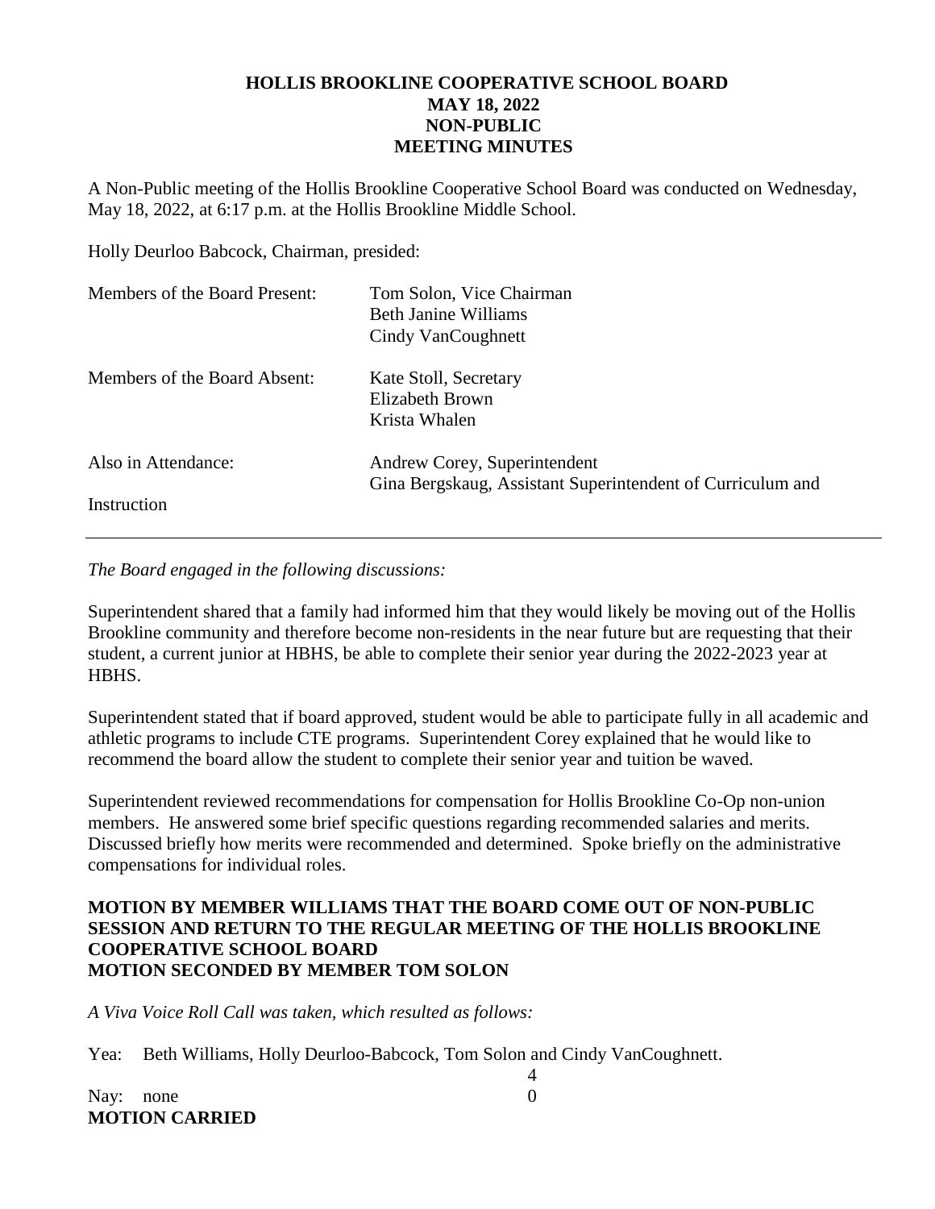# HOLLIS BROOKLINE COOPERATIVE SCHOOL BOARD
## MAY 18, 2022
## NON-PUBLIC
## MEETING MINUTES

A Non-Public meeting of the Hollis Brookline Cooperative School Board was conducted on Wednesday, May 18, 2022, at 6:17 p.m. at the Hollis Brookline Middle School.

Holly Deurloo Babcock, Chairman, presided:

| | |
|---|---|
| Members of the Board Present: | Tom Solon, Vice Chairman<br>Beth Janine Williams<br>Cindy VanCoughnett |
| Members of the Board Absent: | Kate Stoll, Secretary<br>Elizabeth Brown<br>Krista Whalen |
| Also in Attendance: | Andrew Corey, Superintendent<br>Gina Bergskaug, Assistant Superintendent of Curriculum and Instruction |

---

*The Board engaged in the following discussions:*

Superintendent shared that a family had informed him that they would likely be moving out of the Hollis Brookline community and therefore become non-residents in the near future but are requesting that their student, a current junior at HBHS, be able to complete their senior year during the 2022-2023 year at HBHS.

Superintendent stated that if board approved, student would be able to participate fully in all academic and athletic programs to include CTE programs. Superintendent Corey explained that he would like to recommend the board allow the student to complete their senior year and tuition be waved.

Superintendent reviewed recommendations for compensation for Hollis Brookline Co-Op non-union members. He answered some brief specific questions regarding recommended salaries and merits. Discussed briefly how merits were recommended and determined. Spoke briefly on the administrative compensations for individual roles.

**MOTION BY MEMBER WILLIAMS THAT THE BOARD COME OUT OF NON-PUBLIC SESSION AND RETURN TO THE REGULAR MEETING OF THE HOLLIS BROOKLINE COOPERATIVE SCHOOL BOARD**
**MOTION SECONDED BY MEMBER TOM SOLON**

*A Viva Voice Roll Call was taken, which resulted as follows:*

Yea: Beth Williams, Holly Deurloo-Babcock, Tom Solon and Cindy VanCoughnett. 4

Nay: none 0

**MOTION CARRIED**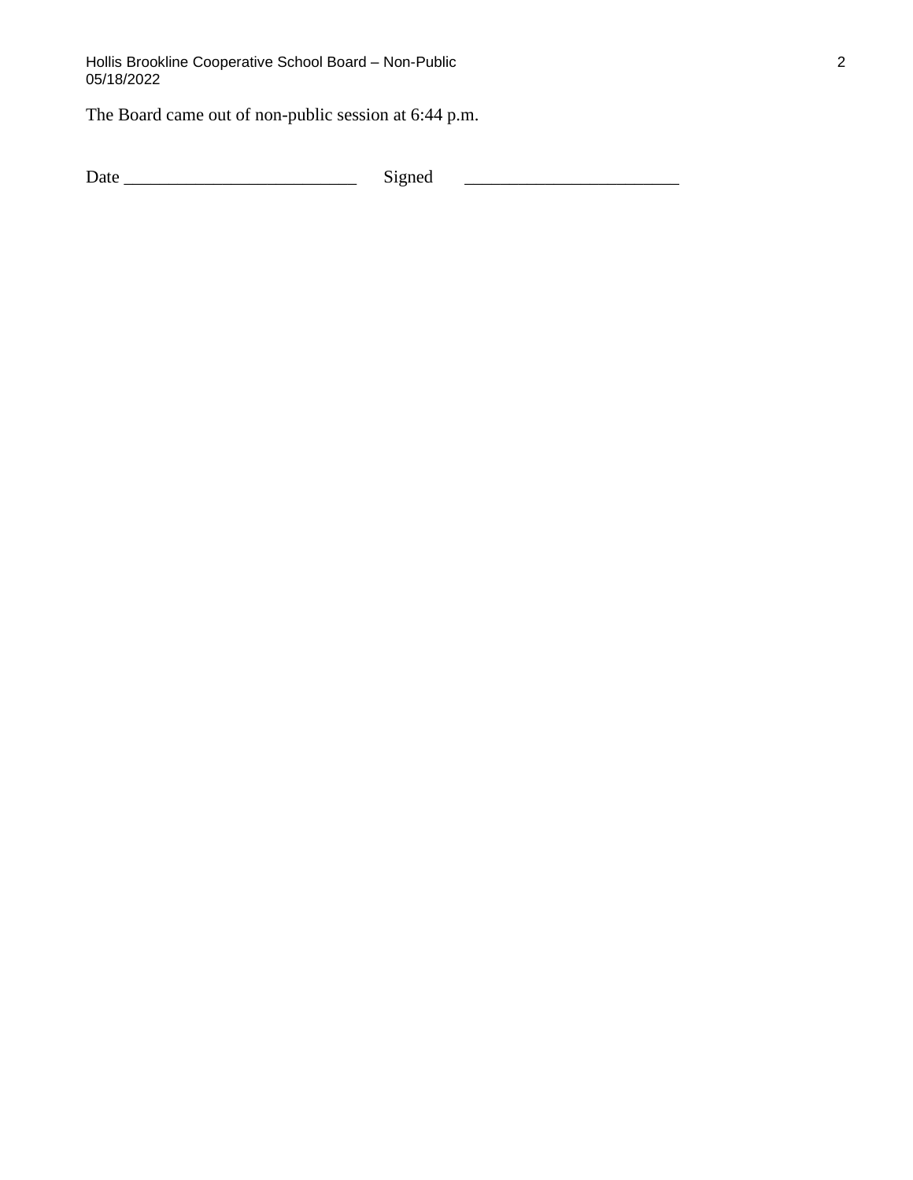The Board came out of non-public session at 6:44 p.m.

Date __________________________ Signed _______________________